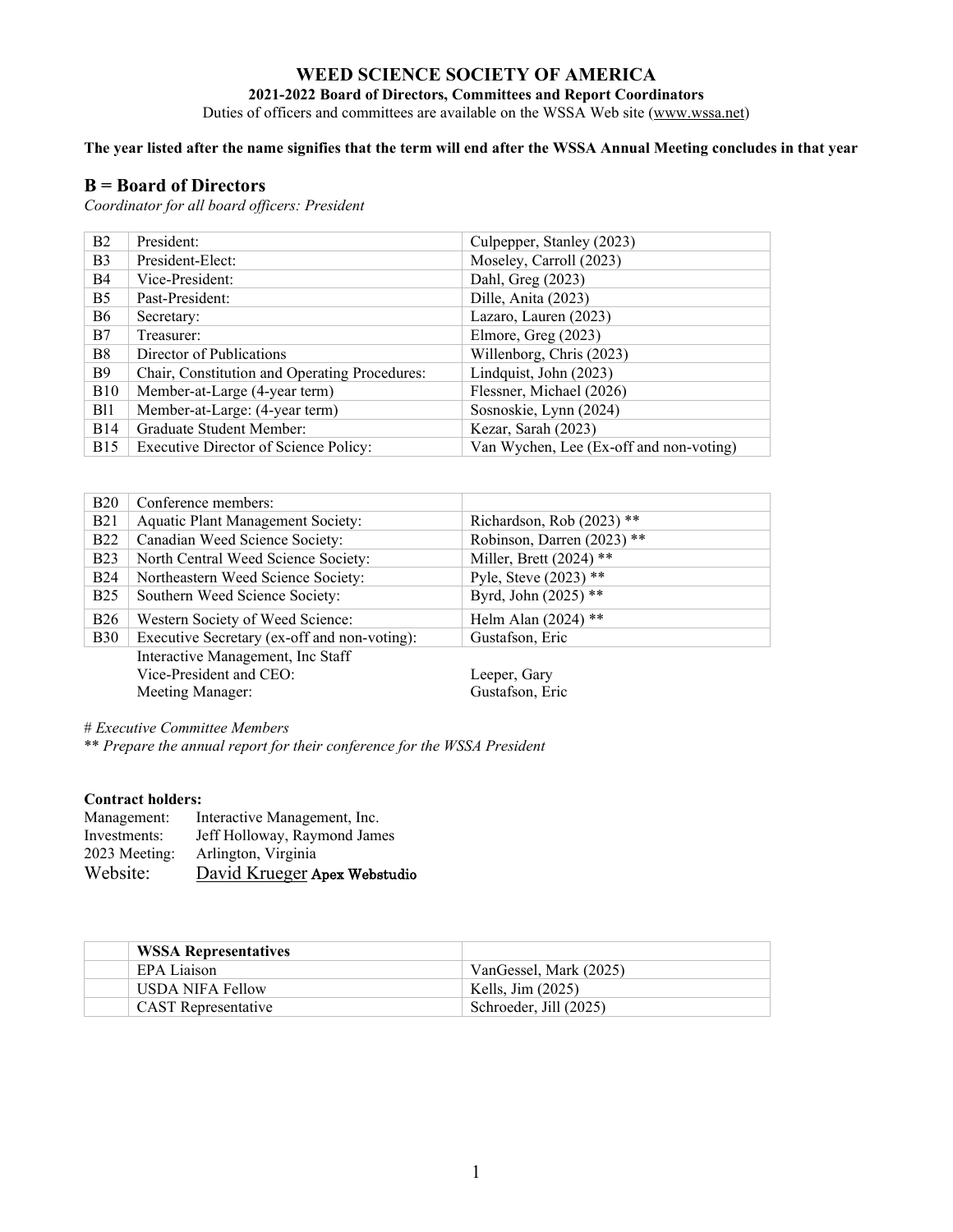# WEED SCIENCE SOCIETY OF AMERICA

**2021-2022 Board of Directors, Committees and Report Coordinators**

Duties of officers and committees are available on the WSSA Web site (www.wssa.net)

**The year listed after the name signifies that the term will end after the WSSA Annual Meeting concludes in that year**

## B = Board of Directors

*Coordinator for all board officers: President*

| | | |
|---|---|---|
| B2 | President: | Culpepper, Stanley (2023) |
| B3 | President-Elect: | Moseley, Carroll (2023) |
| B4 | Vice-President: | Dahl, Greg (2023) |
| B5 | Past-President: | Dille, Anita (2023) |
| B6 | Secretary: | Lazaro, Lauren (2023) |
| B7 | Treasurer: | Elmore, Greg (2023) |
| B8 | Director of Publications | Willenborg, Chris (2023) |
| B9 | Chair, Constitution and Operating Procedures: | Lindquist, John (2023) |
| B10 | Member-at-Large (4-year term) | Flessner, Michael (2026) |
| Bl1 | Member-at-Large: (4-year term) | Sosnoskie, Lynn (2024) |
| B14 | Graduate Student Member: | Kezar, Sarah (2023) |
| B15 | Executive Director of Science Policy: | Van Wychen, Lee (Ex-off and non-voting) |

| | | |
|---|---|---|
| B20 | Conference members: | |
| B21 | Aquatic Plant Management Society: | Richardson, Rob (2023) ** |
| B22 | Canadian Weed Science Society: | Robinson, Darren (2023) ** |
| B23 | North Central Weed Science Society: | Miller, Brett (2024) ** |
| B24 | Northeastern Weed Science Society: | Pyle, Steve (2023) ** |
| B25 | Southern Weed Science Society: | Byrd, John (2025) ** |
| B26 | Western Society of Weed Science: | Helm Alan (2024) ** |
| B30 | Executive Secretary (ex-off and non-voting): | Gustafson, Eric |

Interactive Management, Inc Staff
Vice-President and CEO: Leeper, Gary
Meeting Manager: Gustafson, Eric

*# Executive Committee Members*

*** Prepare the annual report for their conference for the WSSA President*

**Contract holders:**

Management: Interactive Management, Inc.
Investments: Jeff Holloway, Raymond James
2023 Meeting: Arlington, Virginia
Website: David Krueger Apex Webstudio

| | **WSSA Representatives** | |
|---|---|---|
| | EPA Liaison | VanGessel, Mark (2025) |
| | USDA NIFA Fellow | Kells, Jim (2025) |
| | CAST Representative | Schroeder, Jill (2025) |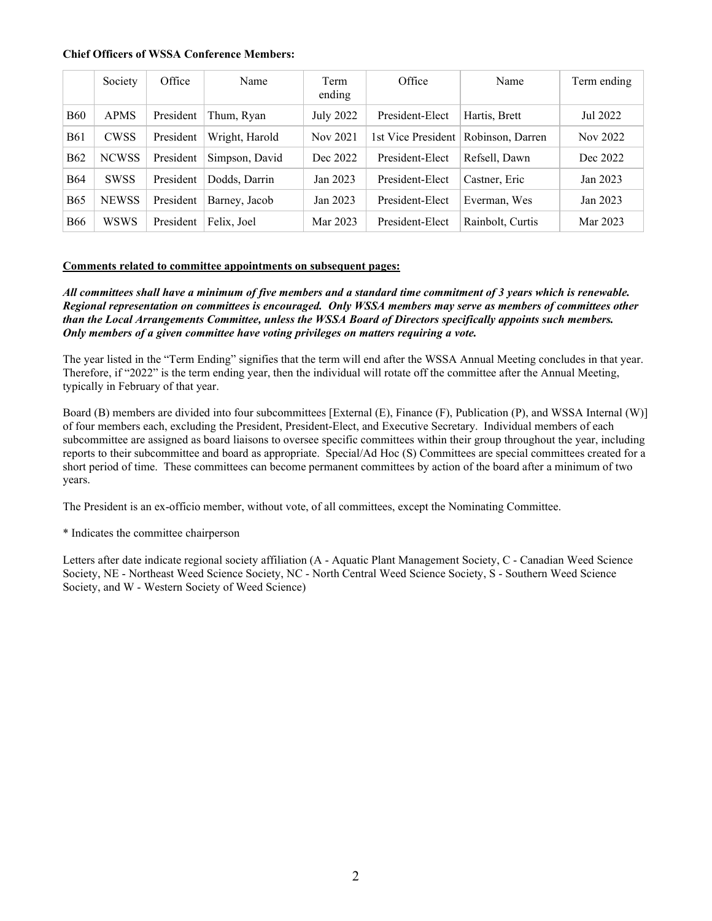**Chief Officers of WSSA Conference Members:**

| | Society | Office | Name | Term ending | Office | Name | Term ending |
|---|---|---|---|---|---|---|---|
| B60 | APMS | President | Thum, Ryan | July 2022 | President-Elect | Hartis, Brett | Jul 2022 |
| B61 | CWSS | President | Wright, Harold | Nov 2021 | 1st Vice President | Robinson, Darren | Nov 2022 |
| B62 | NCWSS | President | Simpson, David | Dec 2022 | President-Elect | Refsell, Dawn | Dec 2022 |
| B64 | SWSS | President | Dodds, Darrin | Jan 2023 | President-Elect | Castner, Eric | Jan 2023 |
| B65 | NEWSS | President | Barney, Jacob | Jan 2023 | President-Elect | Everman, Wes | Jan 2023 |
| B66 | WSWS | President | Felix, Joel | Mar 2023 | President-Elect | Rainbolt, Curtis | Mar 2023 |

**Comments related to committee appointments on subsequent pages:**

***All committees shall have a minimum of five members and a standard time commitment of 3 years which is renewable. Regional representation on committees is encouraged. Only WSSA members may serve as members of committees other than the Local Arrangements Committee, unless the WSSA Board of Directors specifically appoints such members. Only members of a given committee have voting privileges on matters requiring a vote.***

The year listed in the "Term Ending" signifies that the term will end after the WSSA Annual Meeting concludes in that year. Therefore, if "2022" is the term ending year, then the individual will rotate off the committee after the Annual Meeting, typically in February of that year.

Board (B) members are divided into four subcommittees [External (E), Finance (F), Publication (P), and WSSA Internal (W)] of four members each, excluding the President, President-Elect, and Executive Secretary. Individual members of each subcommittee are assigned as board liaisons to oversee specific committees within their group throughout the year, including reports to their subcommittee and board as appropriate. Special/Ad Hoc (S) Committees are special committees created for a short period of time. These committees can become permanent committees by action of the board after a minimum of two years.

The President is an ex-officio member, without vote, of all committees, except the Nominating Committee.

* Indicates the committee chairperson

Letters after date indicate regional society affiliation (A - Aquatic Plant Management Society, C - Canadian Weed Science Society, NE - Northeast Weed Science Society, NC - North Central Weed Science Society, S - Southern Weed Science Society, and W - Western Society of Weed Science)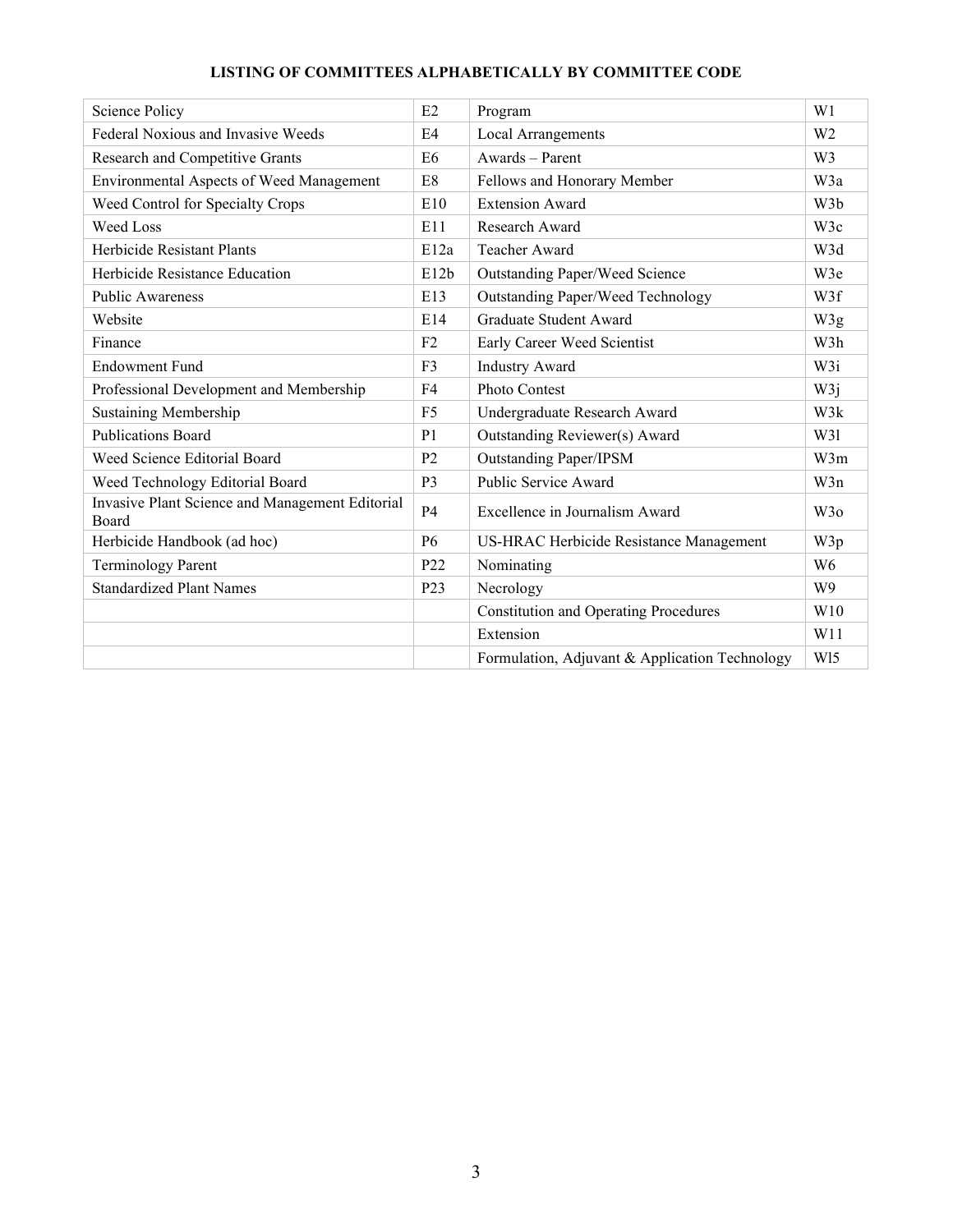**LISTING OF COMMITTEES ALPHABETICALLY BY COMMITTEE CODE**

| | | | |
|---|---|---|---|
| Science Policy | E2 | Program | W1 |
| Federal Noxious and Invasive Weeds | E4 | Local Arrangements | W2 |
| Research and Competitive Grants | E6 | Awards – Parent | W3 |
| Environmental Aspects of Weed Management | E8 | Fellows and Honorary Member | W3a |
| Weed Control for Specialty Crops | E10 | Extension Award | W3b |
| Weed Loss | E11 | Research Award | W3c |
| Herbicide Resistant Plants | E12a | Teacher Award | W3d |
| Herbicide Resistance Education | E12b | Outstanding Paper/Weed Science | W3e |
| Public Awareness | E13 | Outstanding Paper/Weed Technology | W3f |
| Website | E14 | Graduate Student Award | W3g |
| Finance | F2 | Early Career Weed Scientist | W3h |
| Endowment Fund | F3 | Industry Award | W3i |
| Professional Development and Membership | F4 | Photo Contest | W3j |
| Sustaining Membership | F5 | Undergraduate Research Award | W3k |
| Publications Board | P1 | Outstanding Reviewer(s) Award | W3l |
| Weed Science Editorial Board | P2 | Outstanding Paper/IPSM | W3m |
| Weed Technology Editorial Board | P3 | Public Service Award | W3n |
| Invasive Plant Science and Management Editorial Board | P4 | Excellence in Journalism Award | W3o |
| Herbicide Handbook (ad hoc) | P6 | US-HRAC Herbicide Resistance Management | W3p |
| Terminology Parent | P22 | Nominating | W6 |
| Standardized Plant Names | P23 | Necrology | W9 |
| | | Constitution and Operating Procedures | W10 |
| | | Extension | W11 |
| | | Formulation, Adjuvant & Application Technology | Wl5 |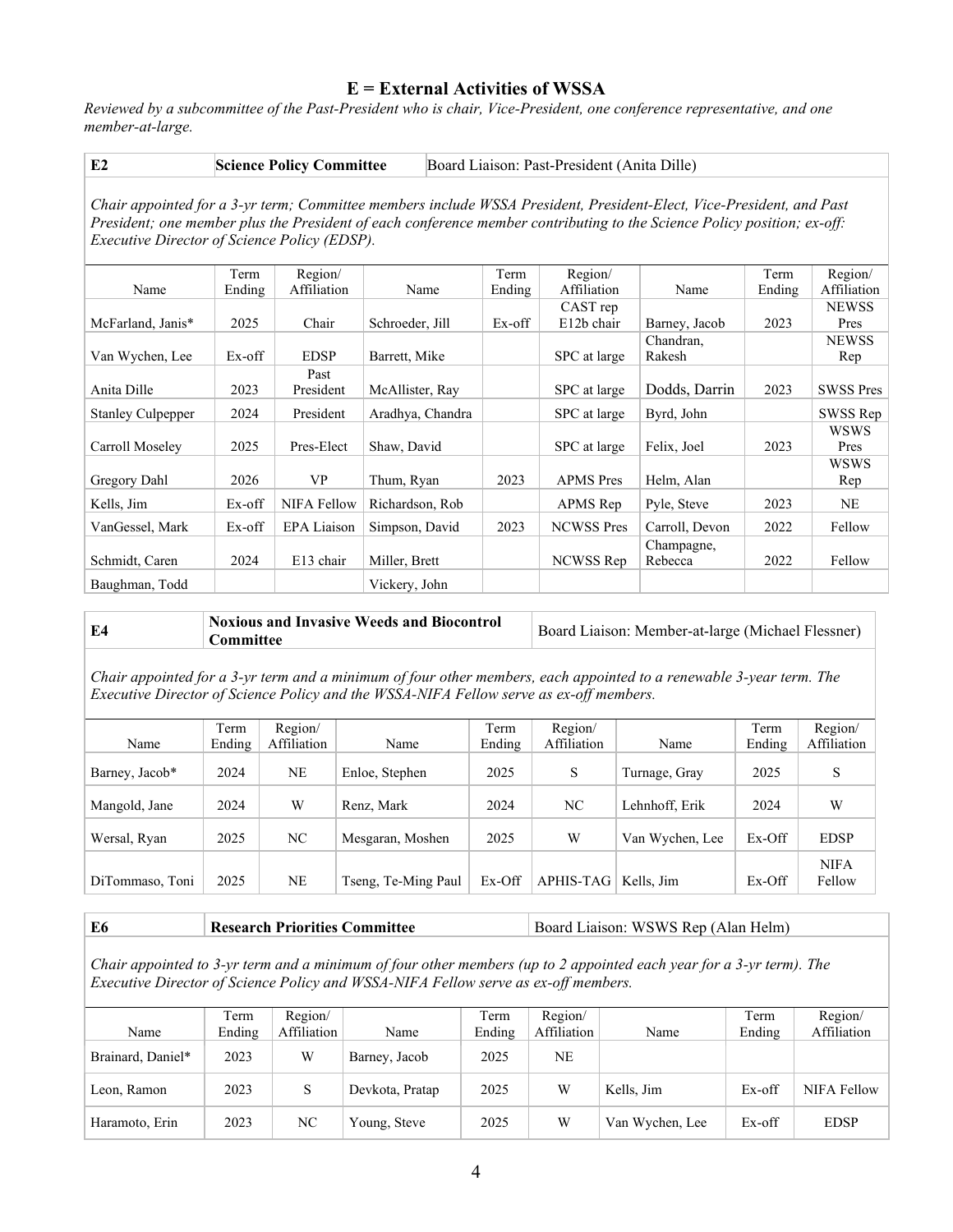## E = External Activities of WSSA

*Reviewed by a subcommittee of the Past-President who is chair, Vice-President, one conference representative, and one member-at-large.*

| E2 | Science Policy Committee | Board Liaison: Past-President (Anita Dille) |
|---|---|---|

*Chair appointed for a 3-yr term; Committee members include WSSA President, President-Elect, Vice-President, and Past President; one member plus the President of each conference member contributing to the Science Policy position; ex-off: Executive Director of Science Policy (EDSP).*

| Name | Term Ending | Region/ Affiliation | Name | Term Ending | Region/ Affiliation | Name | Term Ending | Region/ Affiliation |
|---|---|---|---|---|---|---|---|---|
| McFarland, Janis* | 2025 | Chair | Schroeder, Jill | Ex-off | CAST rep E12b chair | Barney, Jacob | 2023 | NEWSS Pres |
| Van Wychen, Lee | Ex-off | EDSP | Barrett, Mike | | SPC at large | Chandran, Rakesh | | NEWSS Rep |
| Anita Dille | 2023 | Past President | McAllister, Ray | | SPC at large | Dodds, Darrin | 2023 | SWSS Pres |
| Stanley Culpepper | 2024 | President | Aradhya, Chandra | | SPC at large | Byrd, John | | SWSS Rep |
| Carroll Moseley | 2025 | Pres-Elect | Shaw, David | | SPC at large | Felix, Joel | 2023 | WSWS Pres |
| Gregory Dahl | 2026 | VP | Thum, Ryan | 2023 | APMS Pres | Helm, Alan | | WSWS Rep |
| Kells, Jim | Ex-off | NIFA Fellow | Richardson, Rob | | APMS Rep | Pyle, Steve | 2023 | NE |
| VanGessel, Mark | Ex-off | EPA Liaison | Simpson, David | 2023 | NCWSS Pres | Carroll, Devon | 2022 | Fellow |
| Schmidt, Caren | 2024 | E13 chair | Miller, Brett | | NCWSS Rep | Champagne, Rebecca | 2022 | Fellow |
| Baughman, Todd | | | Vickery, John | | | | | |

| E4 | Noxious and Invasive Weeds and Biocontrol Committee | Board Liaison: Member-at-large (Michael Flessner) |
|---|---|---|

*Chair appointed for a 3-yr term and a minimum of four other members, each appointed to a renewable 3-year term. The Executive Director of Science Policy and the WSSA-NIFA Fellow serve as ex-off members.*

| Name | Term Ending | Region/ Affiliation | Name | Term Ending | Region/ Affiliation | Name | Term Ending | Region/ Affiliation |
|---|---|---|---|---|---|---|---|---|
| Barney, Jacob* | 2024 | NE | Enloe, Stephen | 2025 | S | Turnage, Gray | 2025 | S |
| Mangold, Jane | 2024 | W | Renz, Mark | 2024 | NC | Lehnhoff, Erik | 2024 | W |
| Wersal, Ryan | 2025 | NC | Mesgaran, Moshen | 2025 | W | Van Wychen, Lee | Ex-Off | EDSP |
| DiTommaso, Toni | 2025 | NE | Tseng, Te-Ming Paul | Ex-Off | APHIS-TAG | Kells, Jim | Ex-Off | NIFA Fellow |

| E6 | Research Priorities Committee | Board Liaison: WSWS Rep (Alan Helm) |
|---|---|---|

*Chair appointed to 3-yr term and a minimum of four other members (up to 2 appointed each year for a 3-yr term). The Executive Director of Science Policy and WSSA-NIFA Fellow serve as ex-off members.*

| Name | Term Ending | Region/ Affiliation | Name | Term Ending | Region/ Affiliation | Name | Term Ending | Region/ Affiliation |
|---|---|---|---|---|---|---|---|---|
| Brainard, Daniel* | 2023 | W | Barney, Jacob | 2025 | NE | | | |
| Leon, Ramon | 2023 | S | Devkota, Pratap | 2025 | W | Kells, Jim | Ex-off | NIFA Fellow |
| Haramoto, Erin | 2023 | NC | Young, Steve | 2025 | W | Van Wychen, Lee | Ex-off | EDSP |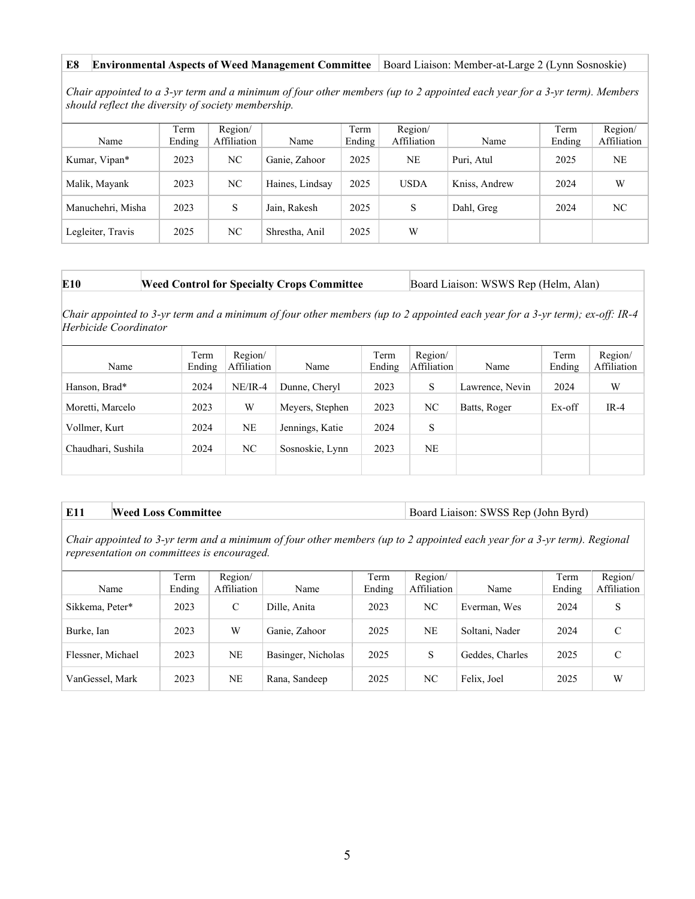**E8** **Environmental Aspects of Weed Management Committee** | Board Liaison: Member-at-Large 2 (Lynn Sosnoskie)

*Chair appointed to a 3-yr term and a minimum of four other members (up to 2 appointed each year for a 3-yr term). Members should reflect the diversity of society membership.*

| Name | Term Ending | Region/ Affiliation | Name | Term Ending | Region/ Affiliation | Name | Term Ending | Region/ Affiliation |
|---|---|---|---|---|---|---|---|---|
| Kumar, Vipan* | 2023 | NC | Ganie, Zahoor | 2025 | NE | Puri, Atul | 2025 | NE |
| Malik, Mayank | 2023 | NC | Haines, Lindsay | 2025 | USDA | Kniss, Andrew | 2024 | W |
| Manuchehri, Misha | 2023 | S | Jain, Rakesh | 2025 | S | Dahl, Greg | 2024 | NC |
| Legleiter, Travis | 2025 | NC | Shrestha, Anil | 2025 | W | | | |

**E10** **Weed Control for Specialty Crops Committee** | Board Liaison: WSWS Rep (Helm, Alan)

*Chair appointed to 3-yr term and a minimum of four other members (up to 2 appointed each year for a 3-yr term); ex-off: IR-4 Herbicide Coordinator*

| Name | Term Ending | Region/ Affiliation | Name | Term Ending | Region/ Affiliation | Name | Term Ending | Region/ Affiliation |
|---|---|---|---|---|---|---|---|---|
| Hanson, Brad* | 2024 | NE/IR-4 | Dunne, Cheryl | 2023 | S | Lawrence, Nevin | 2024 | W |
| Moretti, Marcelo | 2023 | W | Meyers, Stephen | 2023 | NC | Batts, Roger | Ex-off | IR-4 |
| Vollmer, Kurt | 2024 | NE | Jennings, Katie | 2024 | S | | | |
| Chaudhari, Sushila | 2024 | NC | Sosnoskie, Lynn | 2023 | NE | | | |
| | | | | | | | | |

**E11** **Weed Loss Committee** | Board Liaison: SWSS Rep (John Byrd)

*Chair appointed to 3-yr term and a minimum of four other members (up to 2 appointed each year for a 3-yr term). Regional representation on committees is encouraged.*

| Name | Term Ending | Region/ Affiliation | Name | Term Ending | Region/ Affiliation | Name | Term Ending | Region/ Affiliation |
|---|---|---|---|---|---|---|---|---|
| Sikkema, Peter* | 2023 | C | Dille, Anita | 2023 | NC | Everman, Wes | 2024 | S |
| Burke, Ian | 2023 | W | Ganie, Zahoor | 2025 | NE | Soltani, Nader | 2024 | C |
| Flessner, Michael | 2023 | NE | Basinger, Nicholas | 2025 | S | Geddes, Charles | 2025 | C |
| VanGessel, Mark | 2023 | NE | Rana, Sandeep | 2025 | NC | Felix, Joel | 2025 | W |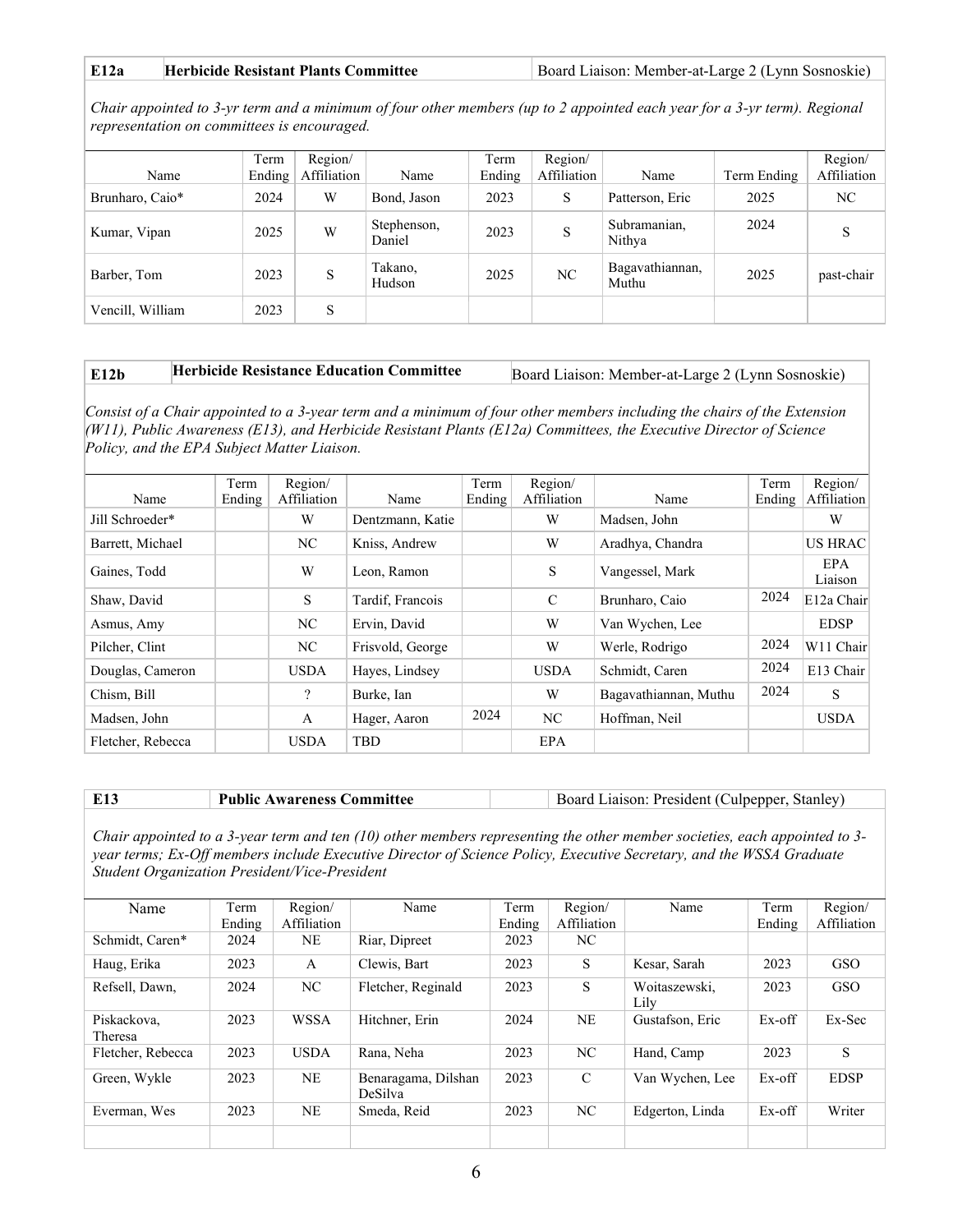| E12a | Herbicide Resistant Plants Committee | Board Liaison: Member-at-Large 2 (Lynn Sosnoskie) |
|---|---|---|

*Chair appointed to 3-yr term and a minimum of four other members (up to 2 appointed each year for a 3-yr term). Regional representation on committees is encouraged.*

| Name | Term Ending | Region/ Affiliation | Name | Term Ending | Region/ Affiliation | Name | Term Ending | Region/ Affiliation |
|---|---|---|---|---|---|---|---|---|
| Brunharo, Caio* | 2024 | W | Bond, Jason | 2023 | S | Patterson, Eric | 2025 | NC |
| Kumar, Vipan | 2025 | W | Stephenson, Daniel | 2023 | S | Subramanian, Nithya | 2024 | S |
| Barber, Tom | 2023 | S | Takano, Hudson | 2025 | NC | Bagavathiannan, Muthu | 2025 | past-chair |
| Vencill, William | 2023 | S | | | | | | |

| E12b | Herbicide Resistance Education Committee | Board Liaison: Member-at-Large 2 (Lynn Sosnoskie) |
|---|---|---|

*Consist of a Chair appointed to a 3-year term and a minimum of four other members including the chairs of the Extension (W11), Public Awareness (E13), and Herbicide Resistant Plants (E12a) Committees, the Executive Director of Science Policy, and the EPA Subject Matter Liaison.*

| Name | Term Ending | Region/ Affiliation | Name | Term Ending | Region/ Affiliation | Name | Term Ending | Region/ Affiliation |
|---|---|---|---|---|---|---|---|---|
| Jill Schroeder* | | W | Dentzmann, Katie | | W | Madsen, John | | W |
| Barrett, Michael | | NC | Kniss, Andrew | | W | Aradhya, Chandra | | US HRAC |
| Gaines, Todd | | W | Leon, Ramon | | S | Vangessel, Mark | | EPA Liaison |
| Shaw, David | | S | Tardif, Francois | | C | Brunharo, Caio | 2024 | E12a Chair |
| Asmus, Amy | | NC | Ervin, David | | W | Van Wychen, Lee | | EDSP |
| Pilcher, Clint | | NC | Frisvold, George | | W | Werle, Rodrigo | 2024 | W11 Chair |
| Douglas, Cameron | | USDA | Hayes, Lindsey | | USDA | Schmidt, Caren | 2024 | E13 Chair |
| Chism, Bill | | ? | Burke, Ian | | W | Bagavathiannan, Muthu | 2024 | S |
| Madsen, John | | A | Hager, Aaron | 2024 | NC | Hoffman, Neil | | USDA |
| Fletcher, Rebecca | | USDA | TBD | | EPA | | | |

| E13 | Public Awareness Committee | Board Liaison: President (Culpepper, Stanley) |
|---|---|---|

*Chair appointed to a 3-year term and ten (10) other members representing the other member societies, each appointed to 3-year terms; Ex-Off members include Executive Director of Science Policy, Executive Secretary, and the WSSA Graduate Student Organization President/Vice-President*

| Name | Term Ending | Region/ Affiliation | Name | Term Ending | Region/ Affiliation | Name | Term Ending | Region/ Affiliation |
|---|---|---|---|---|---|---|---|---|
| Schmidt, Caren* | 2024 | NE | Riar, Dipreet | 2023 | NC | | | |
| Haug, Erika | 2023 | A | Clewis, Bart | 2023 | S | Kesar, Sarah | 2023 | GSO |
| Refsell, Dawn, | 2024 | NC | Fletcher, Reginald | 2023 | S | Woitaszewski, Lily | 2023 | GSO |
| Piskackova, Theresa | 2023 | WSSA | Hitchner, Erin | 2024 | NE | Gustafson, Eric | Ex-off | Ex-Sec |
| Fletcher, Rebecca | 2023 | USDA | Rana, Neha | 2023 | NC | Hand, Camp | 2023 | S |
| Green, Wykle | 2023 | NE | Benaragama, Dilshan DeSilva | 2023 | C | Van Wychen, Lee | Ex-off | EDSP |
| Everman, Wes | 2023 | NE | Smeda, Reid | 2023 | NC | Edgerton, Linda | Ex-off | Writer |
| | | | | | | | | |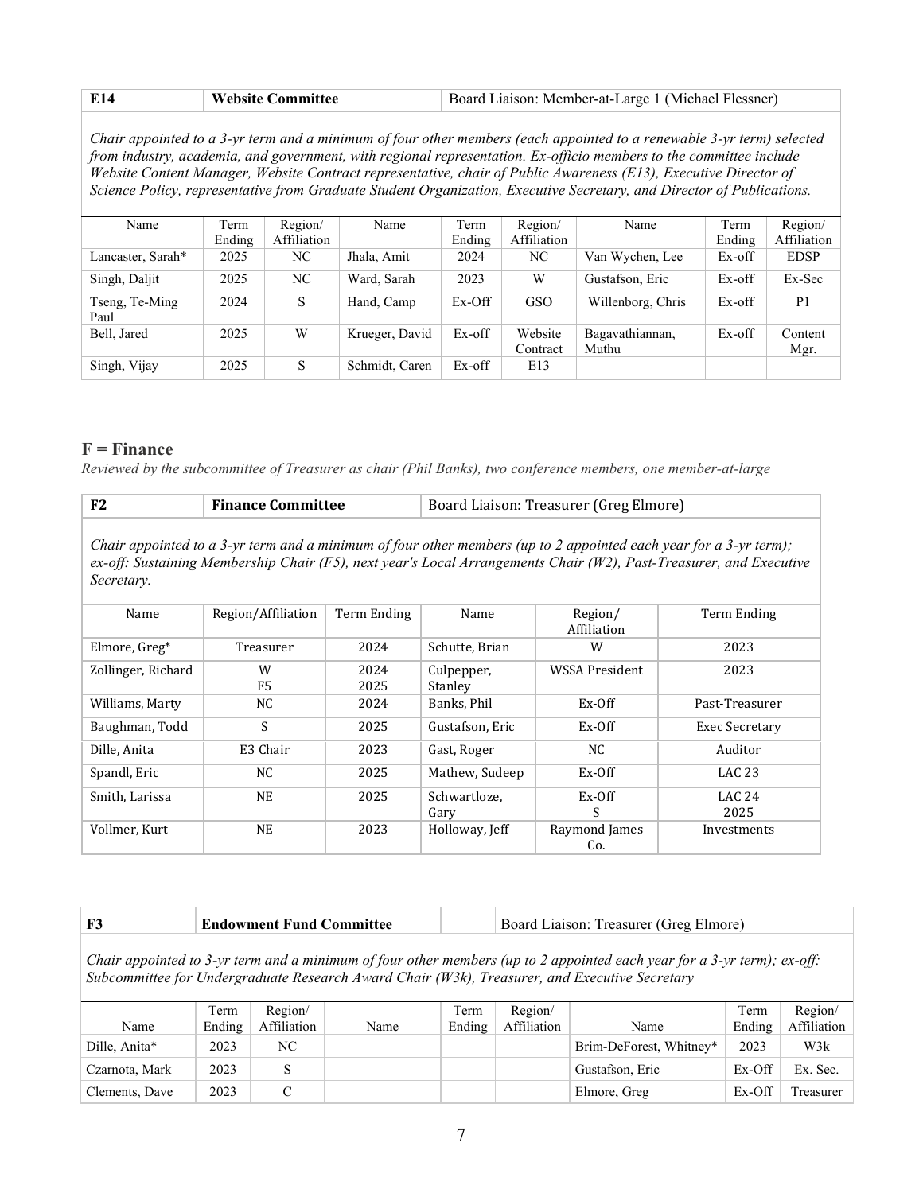| E14 | Website Committee | Board Liaison: Member-at-Large 1 (Michael Flessner) |
|---|---|---|

*Chair appointed to a 3-yr term and a minimum of four other members (each appointed to a renewable 3-yr term) selected from industry, academia, and government, with regional representation. Ex-officio members to the committee include Website Content Manager, Website Contract representative, chair of Public Awareness (E13), Executive Director of Science Policy, representative from Graduate Student Organization, Executive Secretary, and Director of Publications.*

| Name | Term Ending | Region/ Affiliation | Name | Term Ending | Region/ Affiliation | Name | Term Ending | Region/ Affiliation |
|---|---|---|---|---|---|---|---|---|
| Lancaster, Sarah* | 2025 | NC | Jhala, Amit | 2024 | NC | Van Wychen, Lee | Ex-off | EDSP |
| Singh, Daljit | 2025 | NC | Ward, Sarah | 2023 | W | Gustafson, Eric | Ex-off | Ex-Sec |
| Tseng, Te-Ming Paul | 2024 | S | Hand, Camp | Ex-Off | GSO | Willenborg, Chris | Ex-off | P1 |
| Bell, Jared | 2025 | W | Krueger, David | Ex-off | Website Contract | Bagavathiannan, Muthu | Ex-off | Content Mgr. |
| Singh, Vijay | 2025 | S | Schmidt, Caren | Ex-off | E13 | | | |

## F = Finance

*Reviewed by the subcommittee of Treasurer as chair (Phil Banks), two conference members, one member-at-large*

| F2 | Finance Committee | Board Liaison: Treasurer (Greg Elmore) |
|---|---|---|

*Chair appointed to a 3-yr term and a minimum of four other members (up to 2 appointed each year for a 3-yr term); ex-off: Sustaining Membership Chair (F5), next year's Local Arrangements Chair (W2), Past-Treasurer, and Executive Secretary.*

| Name | Region/Affiliation | Term Ending | Name | Region/ Affiliation | Term Ending |
|---|---|---|---|---|---|
| Elmore, Greg* | Treasurer | 2024 | Schutte, Brian | W | 2023 |
| Zollinger, Richard | W<br>F5 | 2024<br>2025 | Culpepper, Stanley | WSSA President | 2023 |
| Williams, Marty | NC | 2024 | Banks, Phil | Ex-Off | Past-Treasurer |
| Baughman, Todd | S | 2025 | Gustafson, Eric | Ex-Off | Exec Secretary |
| Dille, Anita | E3 Chair | 2023 | Gast, Roger | NC | Auditor |
| Spandl, Eric | NC | 2025 | Mathew, Sudeep | Ex-Off | LAC 23 |
| Smith, Larissa | NE | 2025 | Schwartloze, Gary | Ex-Off<br>S | LAC 24<br>2025 |
| Vollmer, Kurt | NE | 2023 | Holloway, Jeff | Raymond James Co. | Investments |

| F3 | Endowment Fund Committee | Board Liaison: Treasurer (Greg Elmore) |
|---|---|---|

*Chair appointed to 3-yr term and a minimum of four other members (up to 2 appointed each year for a 3-yr term); ex-off: Subcommittee for Undergraduate Research Award Chair (W3k), Treasurer, and Executive Secretary*

| Name | Term Ending | Region/ Affiliation | Name | Term Ending | Region/ Affiliation | Name | Term Ending | Region/ Affiliation |
|---|---|---|---|---|---|---|---|---|
| Dille, Anita* | 2023 | NC | | | | Brim-DeForest, Whitney* | 2023 | W3k |
| Czarnota, Mark | 2023 | S | | | | Gustafson, Eric | Ex-Off | Ex. Sec. |
| Clements, Dave | 2023 | C | | | | Elmore, Greg | Ex-Off | Treasurer |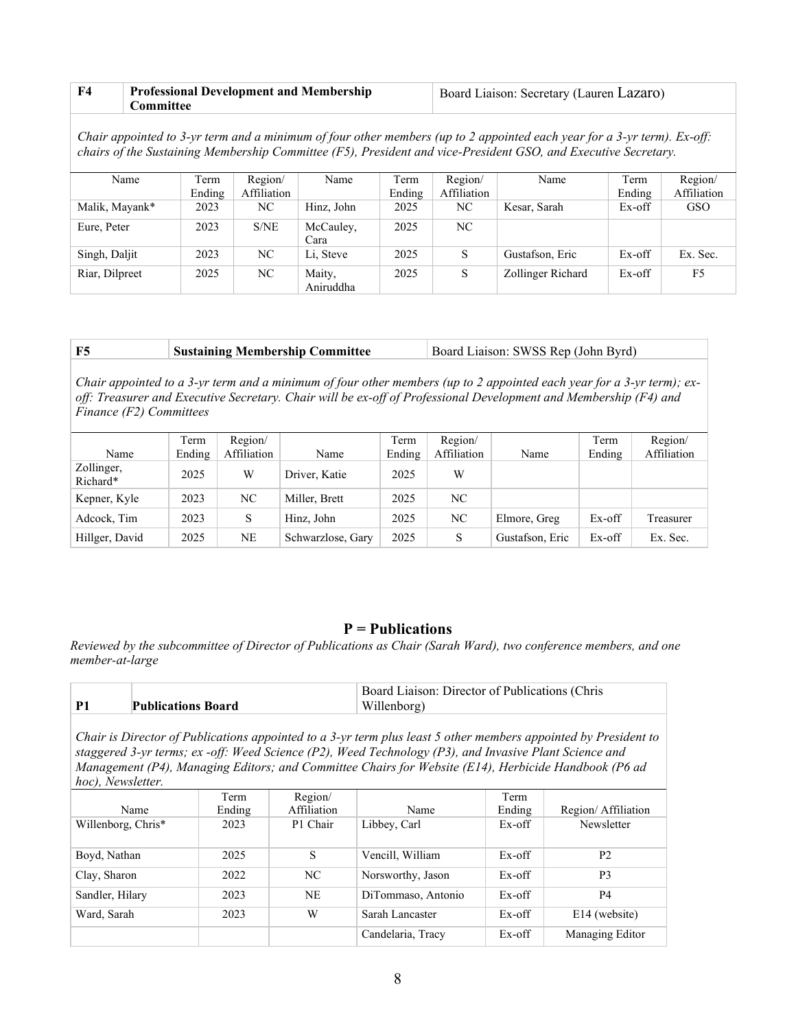| F4 | Professional Development and Membership Committee | Board Liaison: Secretary (Lauren Lazaro) |
|---|---|---|

*Chair appointed to 3-yr term and a minimum of four other members (up to 2 appointed each year for a 3-yr term). Ex-off: chairs of the Sustaining Membership Committee (F5), President and vice-President GSO, and Executive Secretary.*

| Name | Term Ending | Region/ Affiliation | Name | Term Ending | Region/ Affiliation | Name | Term Ending | Region/ Affiliation |
|---|---|---|---|---|---|---|---|---|
| Malik, Mayank* | 2023 | NC | Hinz, John | 2025 | NC | Kesar, Sarah | Ex-off | GSO |
| Eure, Peter | 2023 | S/NE | McCauley, Cara | 2025 | NC | | | |
| Singh, Daljit | 2023 | NC | Li, Steve | 2025 | S | Gustafson, Eric | Ex-off | Ex. Sec. |
| Riar, Dilpreet | 2025 | NC | Maity, Aniruddha | 2025 | S | Zollinger Richard | Ex-off | F5 |

| F5 | Sustaining Membership Committee | Board Liaison: SWSS Rep (John Byrd) |
|---|---|---|

*Chair appointed to a 3-yr term and a minimum of four other members (up to 2 appointed each year for a 3-yr term); ex-off: Treasurer and Executive Secretary. Chair will be ex-off of Professional Development and Membership (F4) and Finance (F2) Committees*

| Name | Term Ending | Region/ Affiliation | Name | Term Ending | Region/ Affiliation | Name | Term Ending | Region/ Affiliation |
|---|---|---|---|---|---|---|---|---|
| Zollinger, Richard* | 2025 | W | Driver, Katie | 2025 | W | | | |
| Kepner, Kyle | 2023 | NC | Miller, Brett | 2025 | NC | | | |
| Adcock, Tim | 2023 | S | Hinz, John | 2025 | NC | Elmore, Greg | Ex-off | Treasurer |
| Hillger, David | 2025 | NE | Schwarzlose, Gary | 2025 | S | Gustafson, Eric | Ex-off | Ex. Sec. |

## P = Publications

*Reviewed by the subcommittee of Director of Publications as Chair (Sarah Ward), two conference members, and one member-at-large*

| P1 | Publications Board | Board Liaison: Director of Publications (Chris Willenborg) |
|---|---|---|

*Chair is Director of Publications appointed to a 3-yr term plus least 5 other members appointed by President to staggered 3-yr terms; ex -off: Weed Science (P2), Weed Technology (P3), and Invasive Plant Science and Management (P4), Managing Editors; and Committee Chairs for Website (E14), Herbicide Handbook (P6 ad hoc), Newsletter.*

| Name | Term Ending | Region/ Affiliation | Name | Term Ending | Region/ Affiliation |
|---|---|---|---|---|---|
| Willenborg, Chris* | 2023 | P1 Chair | Libbey, Carl | Ex-off | Newsletter |
| Boyd, Nathan | 2025 | S | Vencill, William | Ex-off | P2 |
| Clay, Sharon | 2022 | NC | Norsworthy, Jason | Ex-off | P3 |
| Sandler, Hilary | 2023 | NE | DiTommaso, Antonio | Ex-off | P4 |
| Ward, Sarah | 2023 | W | Sarah Lancaster | Ex-off | E14 (website) |
| | | | Candelaria, Tracy | Ex-off | Managing Editor |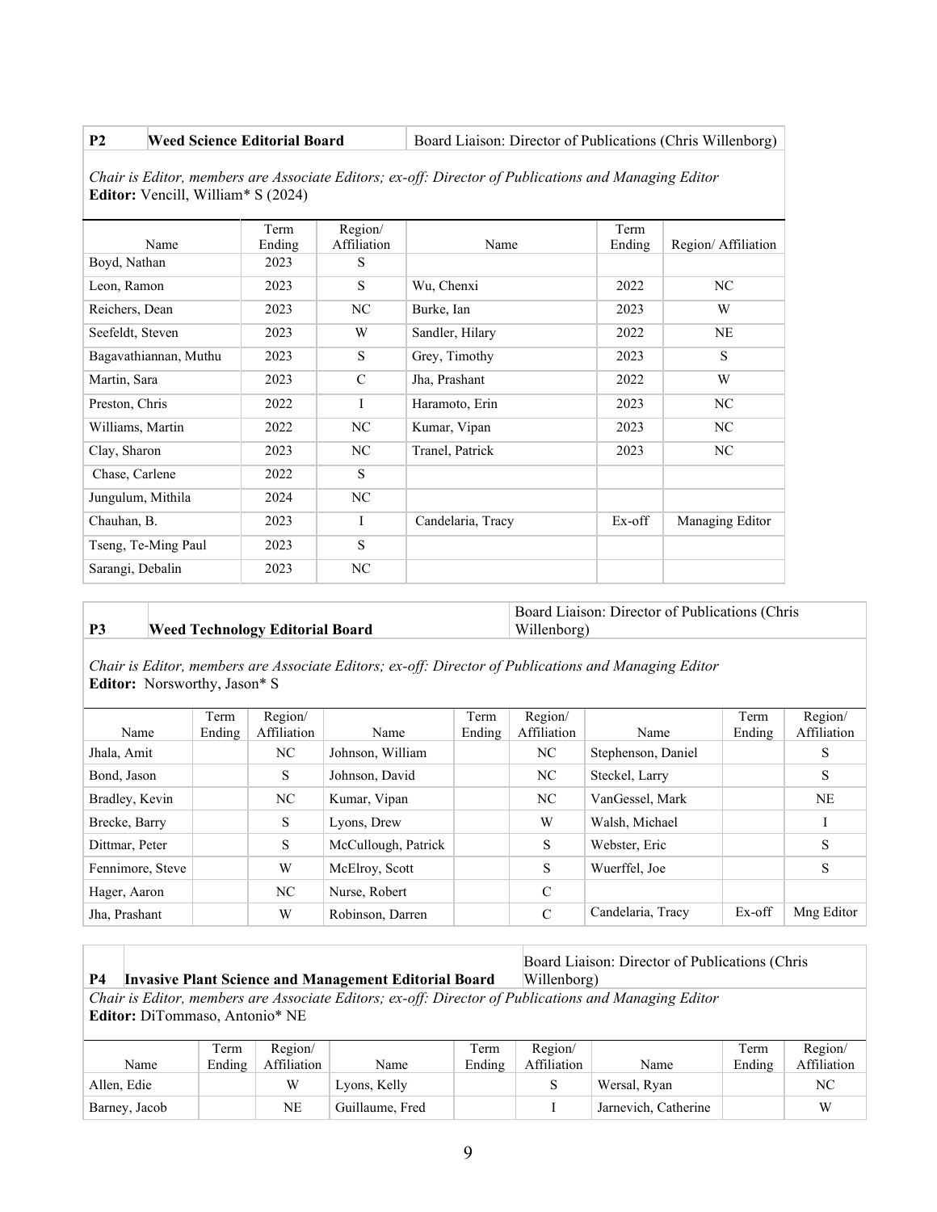| P2 | Weed Science Editorial Board | Board Liaison: Director of Publications (Chris Willenborg) |
|---|---|---|

*Chair is Editor, members are Associate Editors; ex-off: Director of Publications and Managing Editor*
**Editor:** Vencill, William* S (2024)

| Name | Term Ending | Region/ Affiliation | Name | Term Ending | Region/ Affiliation |
|---|---|---|---|---|---|
| Boyd, Nathan | 2023 | S | | | |
| Leon, Ramon | 2023 | S | Wu, Chenxi | 2022 | NC |
| Reichers, Dean | 2023 | NC | Burke, Ian | 2023 | W |
| Seefeldt, Steven | 2023 | W | Sandler, Hilary | 2022 | NE |
| Bagavathiannan, Muthu | 2023 | S | Grey, Timothy | 2023 | S |
| Martin, Sara | 2023 | C | Jha, Prashant | 2022 | W |
| Preston, Chris | 2022 | I | Haramoto, Erin | 2023 | NC |
| Williams, Martin | 2022 | NC | Kumar, Vipan | 2023 | NC |
| Clay, Sharon | 2023 | NC | Tranel, Patrick | 2023 | NC |
| Chase, Carlene | 2022 | S | | | |
| Jungulum, Mithila | 2024 | NC | | | |
| Chauhan, B. | 2023 | I | Candelaria, Tracy | Ex-off | Managing Editor |
| Tseng, Te-Ming Paul | 2023 | S | | | |
| Sarangi, Debalin | 2023 | NC | | | |

| P3 | Weed Technology Editorial Board | Board Liaison: Director of Publications (Chris Willenborg) |
|---|---|---|

*Chair is Editor, members are Associate Editors; ex-off: Director of Publications and Managing Editor*
**Editor:** Norsworthy, Jason* S

| Name | Term Ending | Region/ Affiliation | Name | Term Ending | Region/ Affiliation | Name | Term Ending | Region/ Affiliation |
|---|---|---|---|---|---|---|---|---|
| Jhala, Amit | | NC | Johnson, William | | NC | Stephenson, Daniel | | S |
| Bond, Jason | | S | Johnson, David | | NC | Steckel, Larry | | S |
| Bradley, Kevin | | NC | Kumar, Vipan | | NC | VanGessel, Mark | | NE |
| Brecke, Barry | | S | Lyons, Drew | | W | Walsh, Michael | | I |
| Dittmar, Peter | | S | McCullough, Patrick | | S | Webster, Eric | | S |
| Fennimore, Steve | | W | McElroy, Scott | | S | Wuerffel, Joe | | S |
| Hager, Aaron | | NC | Nurse, Robert | | C | | | |
| Jha, Prashant | | W | Robinson, Darren | | C | Candelaria, Tracy | Ex-off | Mng Editor |

| P4 | Invasive Plant Science and Management Editorial Board | Board Liaison: Director of Publications (Chris Willenborg) |
|---|---|---|

*Chair is Editor, members are Associate Editors; ex-off: Director of Publications and Managing Editor*
**Editor:** DiTommaso, Antonio* NE

| Name | Term Ending | Region/ Affiliation | Name | Term Ending | Region/ Affiliation | Name | Term Ending | Region/ Affiliation |
|---|---|---|---|---|---|---|---|---|
| Allen, Edie | | W | Lyons, Kelly | | S | Wersal, Ryan | | NC |
| Barney, Jacob | | NE | Guillaume, Fred | | I | Jarnevich, Catherine | | W |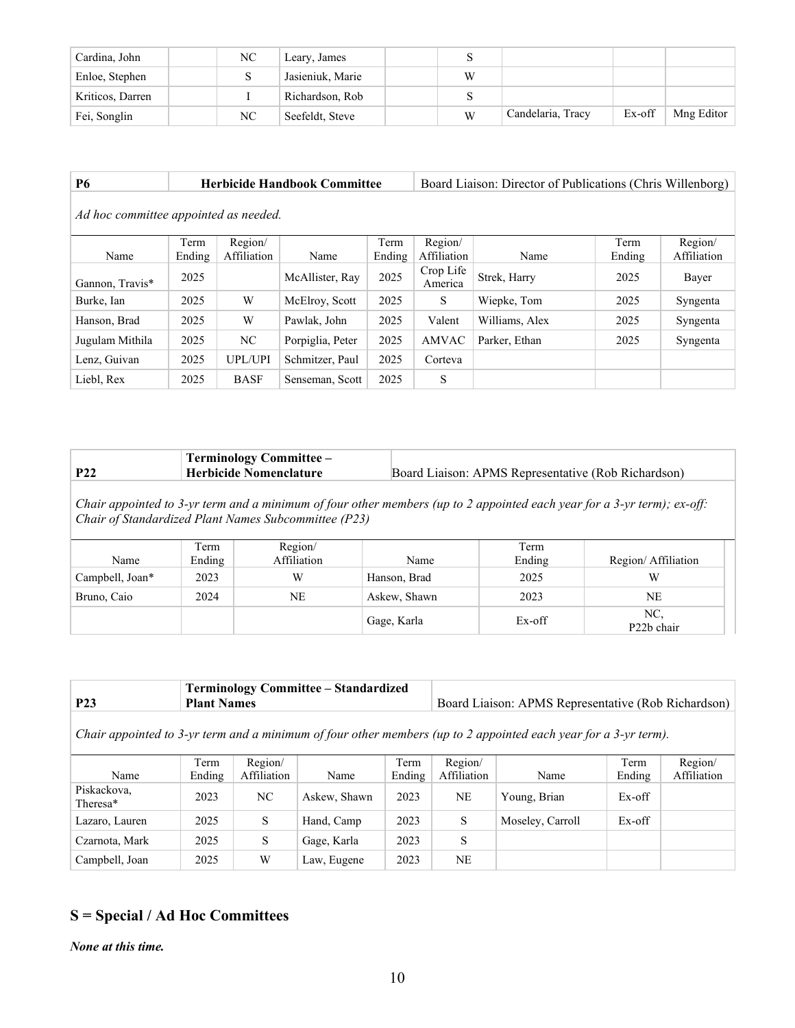| Cardina, John | | NC | Leary, James | | S | | | |
|---|---|---|---|---|---|---|---|---|
| Enloe, Stephen | | S | Jasieniuk, Marie | | W | | | |
| Kriticos, Darren | | I | Richardson, Rob | | S | | | |
| Fei, Songlin | | NC | Seefeldt, Steve | | W | Candelaria, Tracy | Ex-off | Mng Editor |

| P6 | Herbicide Handbook Committee | | | | Board Liaison: Director of Publications (Chris Willenborg) | | | |
|---|---|---|---|---|---|---|---|---|
| *Ad hoc committee appointed as needed.* | | | | | | | | |
| Name | Term Ending | Region/ Affiliation | Name | Term Ending | Region/ Affiliation | Name | Term Ending | Region/ Affiliation |
| Gannon, Travis* | 2025 | | McAllister, Ray | 2025 | Crop Life America | Strek, Harry | 2025 | Bayer |
| Burke, Ian | 2025 | W | McElroy, Scott | 2025 | S | Wiepke, Tom | 2025 | Syngenta |
| Hanson, Brad | 2025 | W | Pawlak, John | 2025 | Valent | Williams, Alex | 2025 | Syngenta |
| Jugulam Mithila | 2025 | NC | Porpiglia, Peter | 2025 | AMVAC | Parker, Ethan | 2025 | Syngenta |
| Lenz, Guivan | 2025 | UPL/UPI | Schmitzer, Paul | 2025 | Corteva | | | |
| Liebl, Rex | 2025 | BASF | Senseman, Scott | 2025 | S | | | |

| P22 | Terminology Committee – Herbicide Nomenclature | | Board Liaison: APMS Representative (Rob Richardson) | | |
|---|---|---|---|---|---|
| *Chair appointed to 3-yr term and a minimum of four other members (up to 2 appointed each year for a 3-yr term); ex-off: Chair of Standardized Plant Names Subcommittee (P23)* | | | | | |
| Name | Term Ending | Region/ Affiliation | Name | Term Ending | Region/ Affiliation |
| Campbell, Joan* | 2023 | W | Hanson, Brad | 2025 | W |
| Bruno, Caio | 2024 | NE | Askew, Shawn | 2023 | NE |
| | | | Gage, Karla | Ex-off | NC, P22b chair |

| P23 | Terminology Committee – Standardized Plant Names | | | | Board Liaison: APMS Representative (Rob Richardson) | | | |
|---|---|---|---|---|---|---|---|---|
| *Chair appointed to 3-yr term and a minimum of four other members (up to 2 appointed each year for a 3-yr term).* | | | | | | | | |
| Name | Term Ending | Region/ Affiliation | Name | Term Ending | Region/ Affiliation | Name | Term Ending | Region/ Affiliation |
| Piskackova, Theresa* | 2023 | NC | Askew, Shawn | 2023 | NE | Young, Brian | Ex-off | |
| Lazaro, Lauren | 2025 | S | Hand, Camp | 2023 | S | Moseley, Carroll | Ex-off | |
| Czarnota, Mark | 2025 | S | Gage, Karla | 2023 | S | | | |
| Campbell, Joan | 2025 | W | Law, Eugene | 2023 | NE | | | |

## S = Special / Ad Hoc Committees

***None at this time.***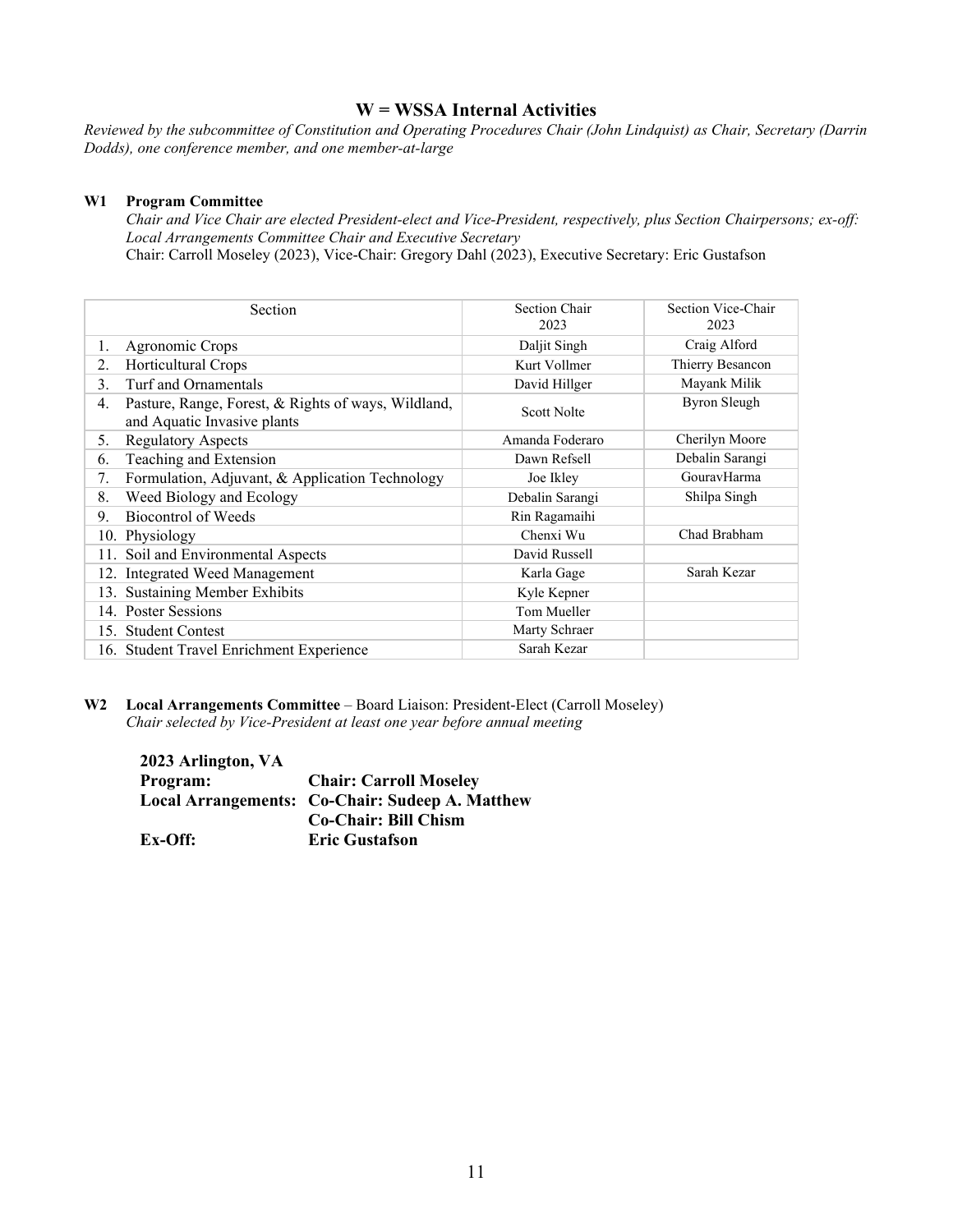## W = WSSA Internal Activities

*Reviewed by the subcommittee of Constitution and Operating Procedures Chair (John Lindquist) as Chair, Secretary (Darrin Dodds), one conference member, and one member-at-large*

**W1 Program Committee**

*Chair and Vice Chair are elected President-elect and Vice-President, respectively, plus Section Chairpersons; ex-off: Local Arrangements Committee Chair and Executive Secretary*

Chair: Carroll Moseley (2023), Vice-Chair: Gregory Dahl (2023), Executive Secretary: Eric Gustafson

| Section | Section Chair 2023 | Section Vice-Chair 2023 |
|---|---|---|
| 1. Agronomic Crops | Daljit Singh | Craig Alford |
| 2. Horticultural Crops | Kurt Vollmer | Thierry Besancon |
| 3. Turf and Ornamentals | David Hillger | Mayank Milik |
| 4. Pasture, Range, Forest, & Rights of ways, Wildland, and Aquatic Invasive plants | Scott Nolte | Byron Sleugh |
| 5. Regulatory Aspects | Amanda Foderaro | Cherilyn Moore |
| 6. Teaching and Extension | Dawn Refsell | Debalin Sarangi |
| 7. Formulation, Adjuvant, & Application Technology | Joe Ikley | GouravHarma |
| 8. Weed Biology and Ecology | Debalin Sarangi | Shilpa Singh |
| 9. Biocontrol of Weeds | Rin Ragamaihi | |
| 10. Physiology | Chenxi Wu | Chad Brabham |
| 11. Soil and Environmental Aspects | David Russell | |
| 12. Integrated Weed Management | Karla Gage | Sarah Kezar |
| 13. Sustaining Member Exhibits | Kyle Kepner | |
| 14. Poster Sessions | Tom Mueller | |
| 15. Student Contest | Marty Schraer | |
| 16. Student Travel Enrichment Experience | Sarah Kezar | |

**W2 Local Arrangements Committee** – Board Liaison: President-Elect (Carroll Moseley)

*Chair selected by Vice-President at least one year before annual meeting*

**2023 Arlington, VA**

| | |
|---|---|
| **Program:** | **Chair: Carroll Moseley** |
| **Local Arrangements:** | **Co-Chair: Sudeep A. Matthew** |
| | **Co-Chair: Bill Chism** |
| **Ex-Off:** | **Eric Gustafson** |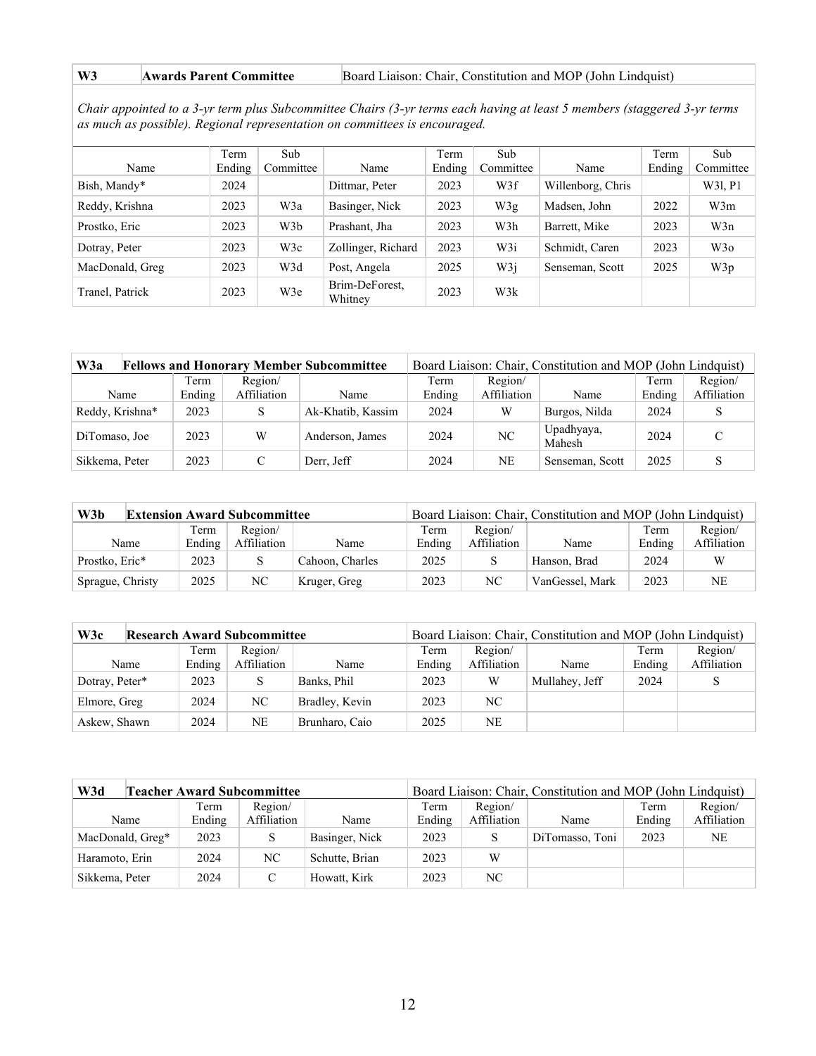| W3 | Awards Parent Committee | | Board Liaison: Chair, Constitution and MOP (John Lindquist) | | | | | |
|---|---|---|---|---|---|---|---|---|

*Chair appointed to a 3-yr term plus Subcommittee Chairs (3-yr terms each having at least 5 members (staggered 3-yr terms as much as possible). Regional representation on committees is encouraged.*

| Name | Term Ending | Sub Committee | Name | Term Ending | Sub Committee | Name | Term Ending | Sub Committee |
|---|---|---|---|---|---|---|---|---|
| Bish, Mandy* | 2024 | | Dittmar, Peter | 2023 | W3f | Willenborg, Chris | | W3l, P1 |
| Reddy, Krishna | 2023 | W3a | Basinger, Nick | 2023 | W3g | Madsen, John | 2022 | W3m |
| Prostko, Eric | 2023 | W3b | Prashant, Jha | 2023 | W3h | Barrett, Mike | 2023 | W3n |
| Dotray, Peter | 2023 | W3c | Zollinger, Richard | 2023 | W3i | Schmidt, Caren | 2023 | W3o |
| MacDonald, Greg | 2023 | W3d | Post, Angela | 2025 | W3j | Senseman, Scott | 2025 | W3p |
| Tranel, Patrick | 2023 | W3e | Brim-DeForest, Whitney | 2023 | W3k | | | |

| W3a | Fellows and Honorary Member Subcommittee | | | Board Liaison: Chair, Constitution and MOP (John Lindquist) | | | | |
|---|---|---|---|---|---|---|---|---|
| Name | Term Ending | Region/ Affiliation | Name | Term Ending | Region/ Affiliation | Name | Term Ending | Region/ Affiliation |
| Reddy, Krishna* | 2023 | S | Ak-Khatib, Kassim | 2024 | W | Burgos, Nilda | 2024 | S |
| DiTomaso, Joe | 2023 | W | Anderson, James | 2024 | NC | Upadhyaya, Mahesh | 2024 | C |
| Sikkema, Peter | 2023 | C | Derr, Jeff | 2024 | NE | Senseman, Scott | 2025 | S |

| W3b | Extension Award Subcommittee | | | Board Liaison: Chair, Constitution and MOP (John Lindquist) | | | | |
|---|---|---|---|---|---|---|---|---|
| Name | Term Ending | Region/ Affiliation | Name | Term Ending | Region/ Affiliation | Name | Term Ending | Region/ Affiliation |
| Prostko, Eric* | 2023 | S | Cahoon, Charles | 2025 | S | Hanson, Brad | 2024 | W |
| Sprague, Christy | 2025 | NC | Kruger, Greg | 2023 | NC | VanGessel, Mark | 2023 | NE |

| W3c | Research Award Subcommittee | | | Board Liaison: Chair, Constitution and MOP (John Lindquist) | | | | |
|---|---|---|---|---|---|---|---|---|
| Name | Term Ending | Region/ Affiliation | Name | Term Ending | Region/ Affiliation | Name | Term Ending | Region/ Affiliation |
| Dotray, Peter* | 2023 | S | Banks, Phil | 2023 | W | Mullahey, Jeff | 2024 | S |
| Elmore, Greg | 2024 | NC | Bradley, Kevin | 2023 | NC | | | |
| Askew, Shawn | 2024 | NE | Brunharo, Caio | 2025 | NE | | | |

| W3d | Teacher Award Subcommittee | | | Board Liaison: Chair, Constitution and MOP (John Lindquist) | | | | |
|---|---|---|---|---|---|---|---|---|
| Name | Term Ending | Region/ Affiliation | Name | Term Ending | Region/ Affiliation | Name | Term Ending | Region/ Affiliation |
| MacDonald, Greg* | 2023 | S | Basinger, Nick | 2023 | S | DiTomasso, Toni | 2023 | NE |
| Haramoto, Erin | 2024 | NC | Schutte, Brian | 2023 | W | | | |
| Sikkema, Peter | 2024 | C | Howatt, Kirk | 2023 | NC | | | |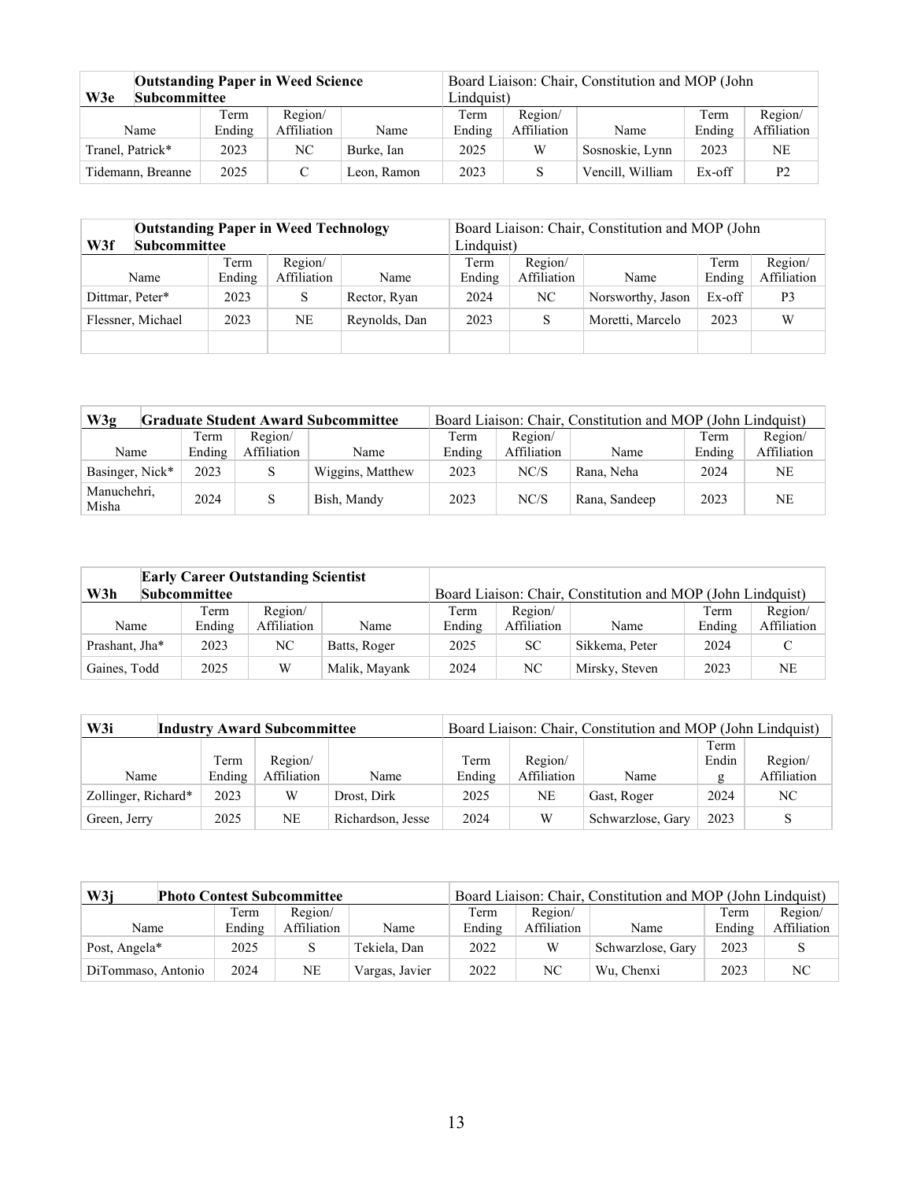| W3e | Outstanding Paper in Weed Science Subcommittee | | | Board Liaison: Chair, Constitution and MOP (John Lindquist) | | | | |
|---|---|---|---|---|---|---|---|---|
| Name | Term Ending | Region/ Affiliation | Name | Term Ending | Region/ Affiliation | Name | Term Ending | Region/ Affiliation |
| Tranel, Patrick* | 2023 | NC | Burke, Ian | 2025 | W | Sosnoskie, Lynn | 2023 | NE |
| Tidemann, Breanne | 2025 | C | Leon, Ramon | 2023 | S | Vencill, William | Ex-off | P2 |

| W3f | Outstanding Paper in Weed Technology Subcommittee | | | Board Liaison: Chair, Constitution and MOP (John Lindquist) | | | | |
|---|---|---|---|---|---|---|---|---|
| Name | Term Ending | Region/ Affiliation | Name | Term Ending | Region/ Affiliation | Name | Term Ending | Region/ Affiliation |
| Dittmar, Peter* | 2023 | S | Rector, Ryan | 2024 | NC | Norsworthy, Jason | Ex-off | P3 |
| Flessner, Michael | 2023 | NE | Reynolds, Dan | 2023 | S | Moretti, Marcelo | 2023 | W |
| | | | | | | | | |

| W3g | Graduate Student Award Subcommittee | | | Board Liaison: Chair, Constitution and MOP (John Lindquist) | | | | |
|---|---|---|---|---|---|---|---|---|
| Name | Term Ending | Region/ Affiliation | Name | Term Ending | Region/ Affiliation | Name | Term Ending | Region/ Affiliation |
| Basinger, Nick* | 2023 | S | Wiggins, Matthew | 2023 | NC/S | Rana, Neha | 2024 | NE |
| Manuchehri, Misha | 2024 | S | Bish, Mandy | 2023 | NC/S | Rana, Sandeep | 2023 | NE |

| W3h | Early Career Outstanding Scientist Subcommittee | | | Board Liaison: Chair, Constitution and MOP (John Lindquist) | | | | |
|---|---|---|---|---|---|---|---|---|
| Name | Term Ending | Region/ Affiliation | Name | Term Ending | Region/ Affiliation | Name | Term Ending | Region/ Affiliation |
| Prashant, Jha* | 2023 | NC | Batts, Roger | 2025 | SC | Sikkema, Peter | 2024 | C |
| Gaines, Todd | 2025 | W | Malik, Mayank | 2024 | NC | Mirsky, Steven | 2023 | NE |

| W3i | Industry Award Subcommittee | | | Board Liaison: Chair, Constitution and MOP (John Lindquist) | | | | |
|---|---|---|---|---|---|---|---|---|
| Name | Term Ending | Region/ Affiliation | Name | Term Ending | Region/ Affiliation | Name | Term Ending | Region/ Affiliation |
| Zollinger, Richard* | 2023 | W | Drost, Dirk | 2025 | NE | Gast, Roger | 2024 | NC |
| Green, Jerry | 2025 | NE | Richardson, Jesse | 2024 | W | Schwarzlose, Gary | 2023 | S |

| W3j | Photo Contest Subcommittee | | | Board Liaison: Chair, Constitution and MOP (John Lindquist) | | | | |
|---|---|---|---|---|---|---|---|---|
| Name | Term Ending | Region/ Affiliation | Name | Term Ending | Region/ Affiliation | Name | Term Ending | Region/ Affiliation |
| Post, Angela* | 2025 | S | Tekiela, Dan | 2022 | W | Schwarzlose, Gary | 2023 | S |
| DiTommaso, Antonio | 2024 | NE | Vargas, Javier | 2022 | NC | Wu, Chenxi | 2023 | NC |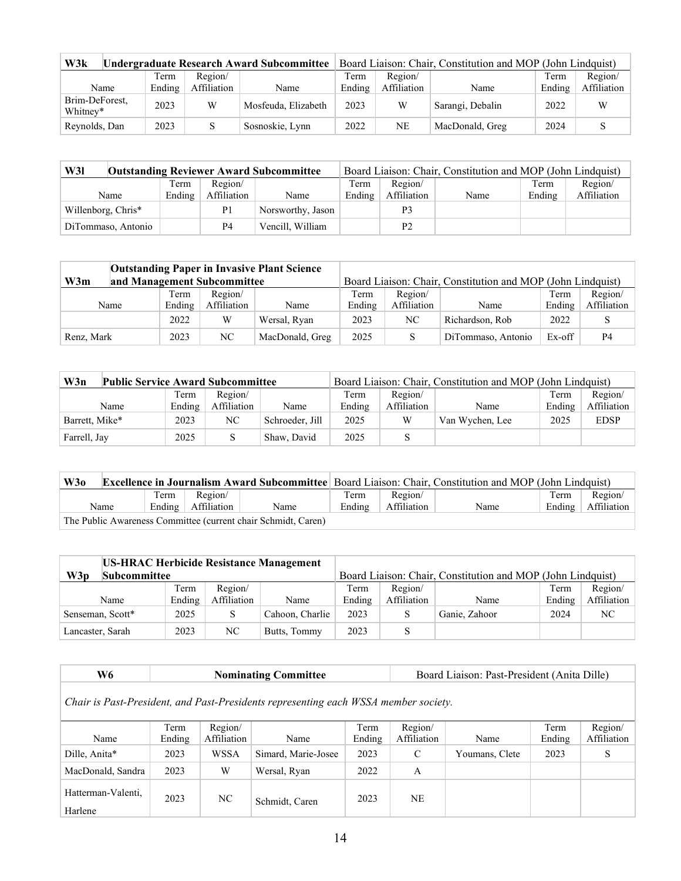| W3k | Undergraduate Research Award Subcommittee | | | Board Liaison: Chair, Constitution and MOP (John Lindquist) | | | | |
|---|---|---|---|---|---|---|---|---|
| Name | Term Ending | Region/ Affiliation | Name | Term Ending | Region/ Affiliation | Name | Term Ending | Region/ Affiliation |
| Brim-DeForest, Whitney* | 2023 | W | Mosfeuda, Elizabeth | 2023 | W | Sarangi, Debalin | 2022 | W |
| Reynolds, Dan | 2023 | S | Sosnoskie, Lynn | 2022 | NE | MacDonald, Greg | 2024 | S |

| W3l | Outstanding Reviewer Award Subcommittee | | | Board Liaison: Chair, Constitution and MOP (John Lindquist) | | | | |
|---|---|---|---|---|---|---|---|---|
| Name | Term Ending | Region/ Affiliation | Name | Term Ending | Region/ Affiliation | Name | Term Ending | Region/ Affiliation |
| Willenborg, Chris* | | P1 | Norsworthy, Jason | | P3 | | | |
| DiTommaso, Antonio | | P4 | Vencill, William | | P2 | | | |

| W3m | Outstanding Paper in Invasive Plant Science and Management Subcommittee | | | Board Liaison: Chair, Constitution and MOP (John Lindquist) | | | | |
|---|---|---|---|---|---|---|---|---|
| Name | Term Ending | Region/ Affiliation | Name | Term Ending | Region/ Affiliation | Name | Term Ending | Region/ Affiliation |
| | 2022 | W | Wersal, Ryan | 2023 | NC | Richardson, Rob | 2022 | S |
| Renz, Mark | 2023 | NC | MacDonald, Greg | 2025 | S | DiTommaso, Antonio | Ex-off | P4 |

| W3n | Public Service Award Subcommittee | | | Board Liaison: Chair, Constitution and MOP (John Lindquist) | | | | |
|---|---|---|---|---|---|---|---|---|
| Name | Term Ending | Region/ Affiliation | Name | Term Ending | Region/ Affiliation | Name | Term Ending | Region/ Affiliation |
| Barrett, Mike* | 2023 | NC | Schroeder, Jill | 2025 | W | Van Wychen, Lee | 2025 | EDSP |
| Farrell, Jay | 2025 | S | Shaw, David | 2025 | S | | | |

| W3o | Excellence in Journalism Award Subcommittee | | | Board Liaison: Chair, Constitution and MOP (John Lindquist) | | | | |
|---|---|---|---|---|---|---|---|---|
| Name | Term Ending | Region/ Affiliation | Name | Term Ending | Region/ Affiliation | Name | Term Ending | Region/ Affiliation |
| The Public Awareness Committee (current chair Schmidt, Caren) | | | | | | | | |

| W3p | US-HRAC Herbicide Resistance Management Subcommittee | | | Board Liaison: Chair, Constitution and MOP (John Lindquist) | | | | |
|---|---|---|---|---|---|---|---|---|
| Name | Term Ending | Region/ Affiliation | Name | Term Ending | Region/ Affiliation | Name | Term Ending | Region/ Affiliation |
| Senseman, Scott* | 2025 | S | Cahoon, Charlie | 2023 | S | Ganie, Zahoor | 2024 | NC |
| Lancaster, Sarah | 2023 | NC | Butts, Tommy | 2023 | S | | | |

| W6 | Nominating Committee | | | Board Liaison: Past-President (Anita Dille) | | | | |
|---|---|---|---|---|---|---|---|---|
| *Chair is Past-President, and Past-Presidents representing each WSSA member society.* | | | | | | | | |
| Name | Term Ending | Region/ Affiliation | Name | Term Ending | Region/ Affiliation | Name | Term Ending | Region/ Affiliation |
| Dille, Anita* | 2023 | WSSA | Simard, Marie-Josee | 2023 | C | Youmans, Clete | 2023 | S |
| MacDonald, Sandra | 2023 | W | Wersal, Ryan | 2022 | A | | | |
| Hatterman-Valenti, Harlene | 2023 | NC | Schmidt, Caren | 2023 | NE | | | |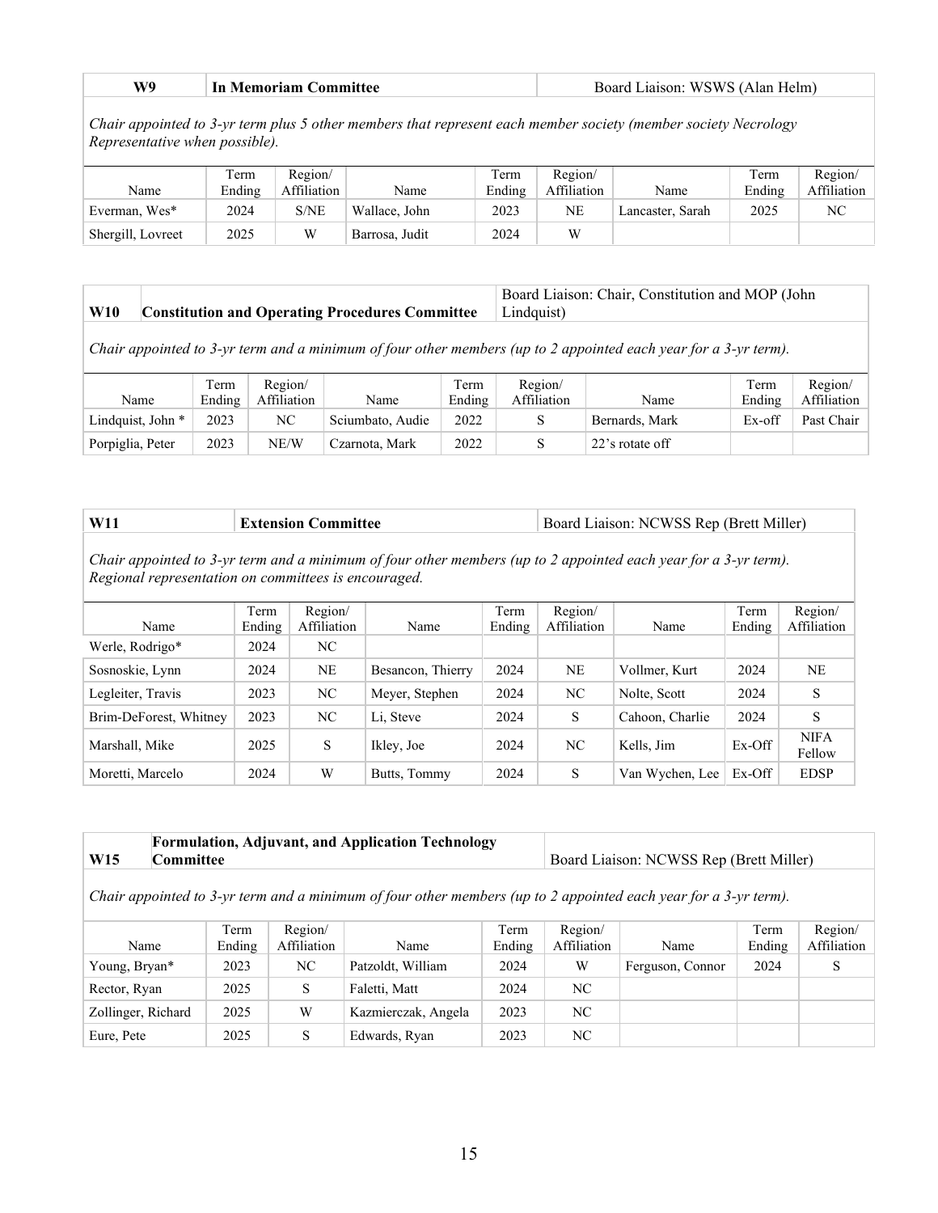| W9 | In Memoriam Committee | Board Liaison: WSWS (Alan Helm) |
|---|---|---|

*Chair appointed to 3-yr term plus 5 other members that represent each member society (member society Necrology Representative when possible).*

| Name | Term Ending | Region/ Affiliation | Name | Term Ending | Region/ Affiliation | Name | Term Ending | Region/ Affiliation |
|---|---|---|---|---|---|---|---|---|
| Everman, Wes* | 2024 | S/NE | Wallace, John | 2023 | NE | Lancaster, Sarah | 2025 | NC |
| Shergill, Lovreet | 2025 | W | Barrosa, Judit | 2024 | W | | | |

| W10 | Constitution and Operating Procedures Committee | Board Liaison: Chair, Constitution and MOP (John Lindquist) |
|---|---|---|

*Chair appointed to 3-yr term and a minimum of four other members (up to 2 appointed each year for a 3-yr term).*

| Name | Term Ending | Region/ Affiliation | Name | Term Ending | Region/ Affiliation | Name | Term Ending | Region/ Affiliation |
|---|---|---|---|---|---|---|---|---|
| Lindquist, John * | 2023 | NC | Sciumbato, Audie | 2022 | S | Bernards, Mark | Ex-off | Past Chair |
| Porpiglia, Peter | 2023 | NE/W | Czarnota, Mark | 2022 | S | 22's rotate off | | |

| W11 | Extension Committee | Board Liaison: NCWSS Rep (Brett Miller) |
|---|---|---|

*Chair appointed to 3-yr term and a minimum of four other members (up to 2 appointed each year for a 3-yr term). Regional representation on committees is encouraged.*

| Name | Term Ending | Region/ Affiliation | Name | Term Ending | Region/ Affiliation | Name | Term Ending | Region/ Affiliation |
|---|---|---|---|---|---|---|---|---|
| Werle, Rodrigo* | 2024 | NC | | | | | | |
| Sosnoskie, Lynn | 2024 | NE | Besancon, Thierry | 2024 | NE | Vollmer, Kurt | 2024 | NE |
| Legleiter, Travis | 2023 | NC | Meyer, Stephen | 2024 | NC | Nolte, Scott | 2024 | S |
| Brim-DeForest, Whitney | 2023 | NC | Li, Steve | 2024 | S | Cahoon, Charlie | 2024 | S |
| Marshall, Mike | 2025 | S | Ikley, Joe | 2024 | NC | Kells, Jim | Ex-Off | NIFA Fellow |
| Moretti, Marcelo | 2024 | W | Butts, Tommy | 2024 | S | Van Wychen, Lee | Ex-Off | EDSP |

| W15 | Formulation, Adjuvant, and Application Technology Committee | Board Liaison: NCWSS Rep (Brett Miller) |
|---|---|---|

*Chair appointed to 3-yr term and a minimum of four other members (up to 2 appointed each year for a 3-yr term).*

| Name | Term Ending | Region/ Affiliation | Name | Term Ending | Region/ Affiliation | Name | Term Ending | Region/ Affiliation |
|---|---|---|---|---|---|---|---|---|
| Young, Bryan* | 2023 | NC | Patzoldt, William | 2024 | W | Ferguson, Connor | 2024 | S |
| Rector, Ryan | 2025 | S | Faletti, Matt | 2024 | NC | | | |
| Zollinger, Richard | 2025 | W | Kazmierczak, Angela | 2023 | NC | | | |
| Eure, Pete | 2025 | S | Edwards, Ryan | 2023 | NC | | | |